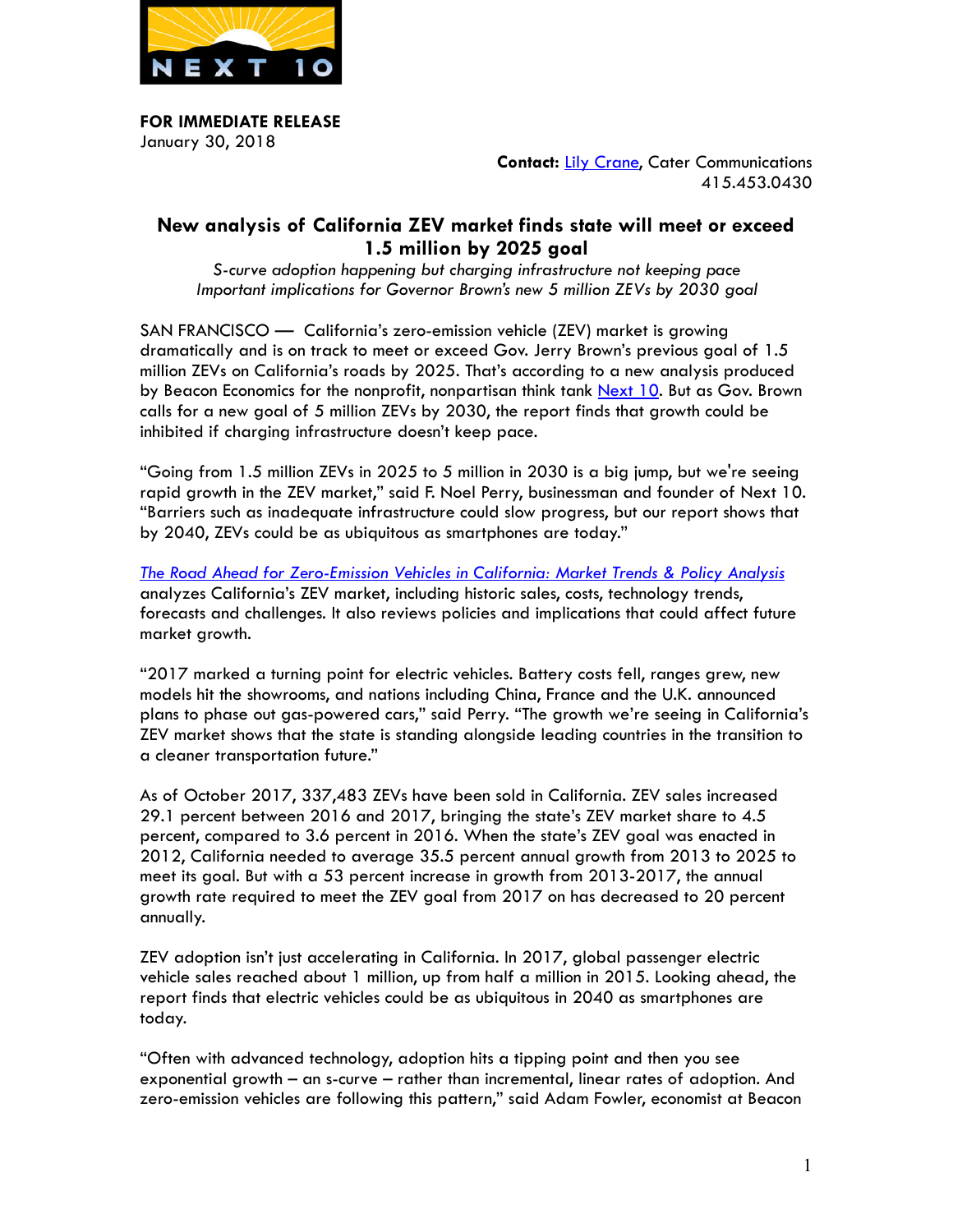**FOR IMMEDIATE RELEASE**
January 30, 2018

**Contact:** [Lily Crane](), Cater Communications
415.453.0430

# New analysis of California ZEV market finds state will meet or exceed 1.5 million by 2025 goal

*S-curve adoption happening but charging infrastructure not keeping pace*
*Important implications for Governor Brown's new 5 million ZEVs by 2030 goal*

SAN FRANCISCO — California's zero-emission vehicle (ZEV) market is growing dramatically and is on track to meet or exceed Gov. Jerry Brown's previous goal of 1.5 million ZEVs on California's roads by 2025. That's according to a new analysis produced by Beacon Economics for the nonprofit, nonpartisan think tank [Next 10](). But as Gov. Brown calls for a new goal of 5 million ZEVs by 2030, the report finds that growth could be inhibited if charging infrastructure doesn't keep pace.

"Going from 1.5 million ZEVs in 2025 to 5 million in 2030 is a big jump, but we're seeing rapid growth in the ZEV market," said F. Noel Perry, businessman and founder of Next 10. "Barriers such as inadequate infrastructure could slow progress, but our report shows that by 2040, ZEVs could be as ubiquitous as smartphones are today."

[*The Road Ahead for Zero-Emission Vehicles in California: Market Trends & Policy Analysis*]() analyzes California's ZEV market, including historic sales, costs, technology trends, forecasts and challenges. It also reviews policies and implications that could affect future market growth.

"2017 marked a turning point for electric vehicles. Battery costs fell, ranges grew, new models hit the showrooms, and nations including China, France and the U.K. announced plans to phase out gas-powered cars," said Perry. "The growth we're seeing in California's ZEV market shows that the state is standing alongside leading countries in the transition to a cleaner transportation future."

As of October 2017, 337,483 ZEVs have been sold in California. ZEV sales increased 29.1 percent between 2016 and 2017, bringing the state's ZEV market share to 4.5 percent, compared to 3.6 percent in 2016. When the state's ZEV goal was enacted in 2012, California needed to average 35.5 percent annual growth from 2013 to 2025 to meet its goal. But with a 53 percent increase in growth from 2013-2017, the annual growth rate required to meet the ZEV goal from 2017 on has decreased to 20 percent annually.

ZEV adoption isn't just accelerating in California. In 2017, global passenger electric vehicle sales reached about 1 million, up from half a million in 2015. Looking ahead, the report finds that electric vehicles could be as ubiquitous in 2040 as smartphones are today.

"Often with advanced technology, adoption hits a tipping point and then you see exponential growth – an s-curve – rather than incremental, linear rates of adoption. And zero-emission vehicles are following this pattern," said Adam Fowler, economist at Beacon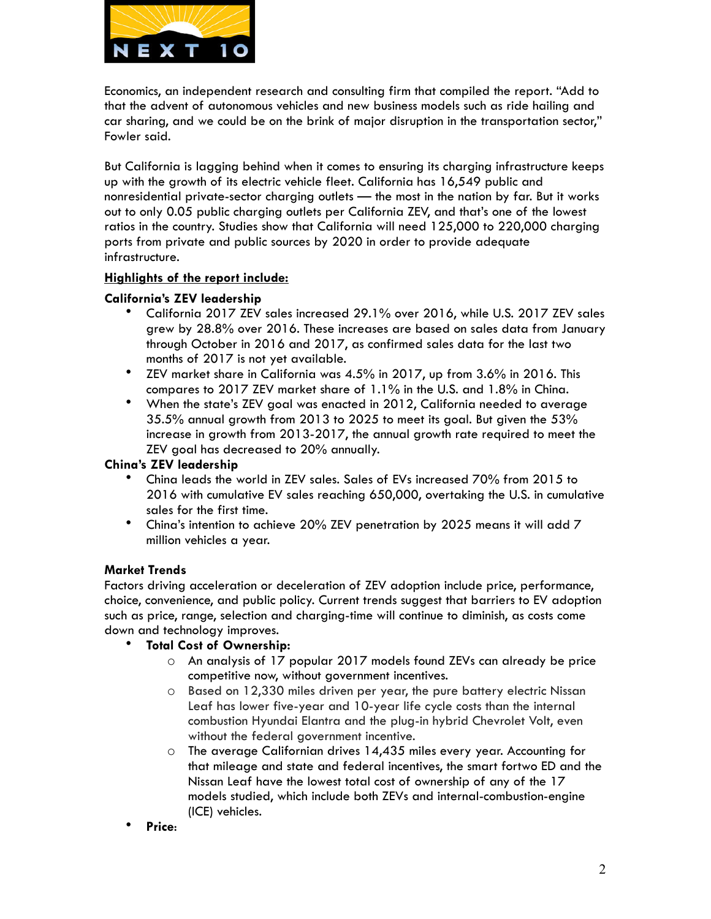Economics, an independent research and consulting firm that compiled the report. "Add to that the advent of autonomous vehicles and new business models such as ride hailing and car sharing, and we could be on the brink of major disruption in the transportation sector," Fowler said.

But California is lagging behind when it comes to ensuring its charging infrastructure keeps up with the growth of its electric vehicle fleet. California has 16,549 public and nonresidential private-sector charging outlets — the most in the nation by far. But it works out to only 0.05 public charging outlets per California ZEV, and that's one of the lowest ratios in the country. Studies show that California will need 125,000 to 220,000 charging ports from private and public sources by 2020 in order to provide adequate infrastructure.

**Highlights of the report include:**

**California's ZEV leadership**

- California 2017 ZEV sales increased 29.1% over 2016, while U.S. 2017 ZEV sales grew by 28.8% over 2016. These increases are based on sales data from January through October in 2016 and 2017, as confirmed sales data for the last two months of 2017 is not yet available.
- ZEV market share in California was 4.5% in 2017, up from 3.6% in 2016. This compares to 2017 ZEV market share of 1.1% in the U.S. and 1.8% in China.
- When the state's ZEV goal was enacted in 2012, California needed to average 35.5% annual growth from 2013 to 2025 to meet its goal. But given the 53% increase in growth from 2013-2017, the annual growth rate required to meet the ZEV goal has decreased to 20% annually.

**China's ZEV leadership**

- China leads the world in ZEV sales. Sales of EVs increased 70% from 2015 to 2016 with cumulative EV sales reaching 650,000, overtaking the U.S. in cumulative sales for the first time.
- China's intention to achieve 20% ZEV penetration by 2025 means it will add 7 million vehicles a year.

**Market Trends**

Factors driving acceleration or deceleration of ZEV adoption include price, performance, choice, convenience, and public policy. Current trends suggest that barriers to EV adoption such as price, range, selection and charging-time will continue to diminish, as costs come down and technology improves.

- **Total Cost of Ownership:**
  - An analysis of 17 popular 2017 models found ZEVs can already be price competitive now, without government incentives.
  - Based on 12,330 miles driven per year, the pure battery electric Nissan Leaf has lower five-year and 10-year life cycle costs than the internal combustion Hyundai Elantra and the plug-in hybrid Chevrolet Volt, even without the federal government incentive.
  - The average Californian drives 14,435 miles every year. Accounting for that mileage and state and federal incentives, the smart fortwo ED and the Nissan Leaf have the lowest total cost of ownership of any of the 17 models studied, which include both ZEVs and internal-combustion-engine (ICE) vehicles.
- **Price:**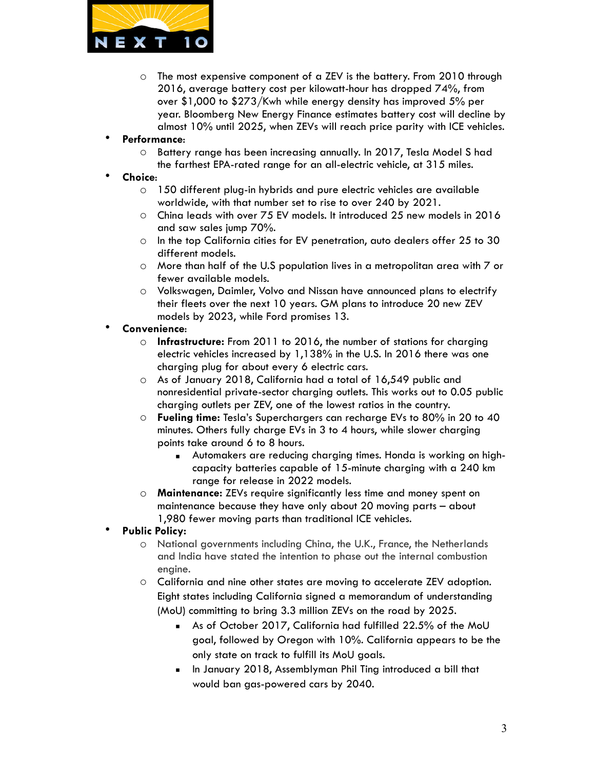- The most expensive component of a ZEV is the battery. From 2010 through 2016, average battery cost per kilowatt-hour has dropped 74%, from over $1,000 to $273/Kwh while energy density has improved 5% per year. Bloomberg New Energy Finance estimates battery cost will decline by almost 10% until 2025, when ZEVs will reach price parity with ICE vehicles.

- **Performance**:
  - Battery range has been increasing annually. In 2017, Tesla Model S had the farthest EPA-rated range for an all-electric vehicle, at 315 miles.
- **Choice**:
  - 150 different plug-in hybrids and pure electric vehicles are available worldwide, with that number set to rise to over 240 by 2021.
  - China leads with over 75 EV models. It introduced 25 new models in 2016 and saw sales jump 70%.
  - In the top California cities for EV penetration, auto dealers offer 25 to 30 different models.
  - More than half of the U.S population lives in a metropolitan area with 7 or fewer available models.
  - Volkswagen, Daimler, Volvo and Nissan have announced plans to electrify their fleets over the next 10 years. GM plans to introduce 20 new ZEV models by 2023, while Ford promises 13.
- **Convenience**:
  - **Infrastructure:** From 2011 to 2016, the number of stations for charging electric vehicles increased by 1,138% in the U.S. In 2016 there was one charging plug for about every 6 electric cars.
  - As of January 2018, California had a total of 16,549 public and nonresidential private-sector charging outlets. This works out to 0.05 public charging outlets per ZEV, one of the lowest ratios in the country.
  - **Fueling time:** Tesla's Superchargers can recharge EVs to 80% in 20 to 40 minutes. Others fully charge EVs in 3 to 4 hours, while slower charging points take around 6 to 8 hours.
    - Automakers are reducing charging times. Honda is working on high-capacity batteries capable of 15-minute charging with a 240 km range for release in 2022 models.
  - **Maintenance:** ZEVs require significantly less time and money spent on maintenance because they have only about 20 moving parts – about 1,980 fewer moving parts than traditional ICE vehicles.
- **Public Policy:**
  - National governments including China, the U.K., France, the Netherlands and India have stated the intention to phase out the internal combustion engine.
  - California and nine other states are moving to accelerate ZEV adoption. Eight states including California signed a memorandum of understanding (MoU) committing to bring 3.3 million ZEVs on the road by 2025.
    - As of October 2017, California had fulfilled 22.5% of the MoU goal, followed by Oregon with 10%. California appears to be the only state on track to fulfill its MoU goals.
    - In January 2018, Assemblyman Phil Ting introduced a bill that would ban gas-powered cars by 2040.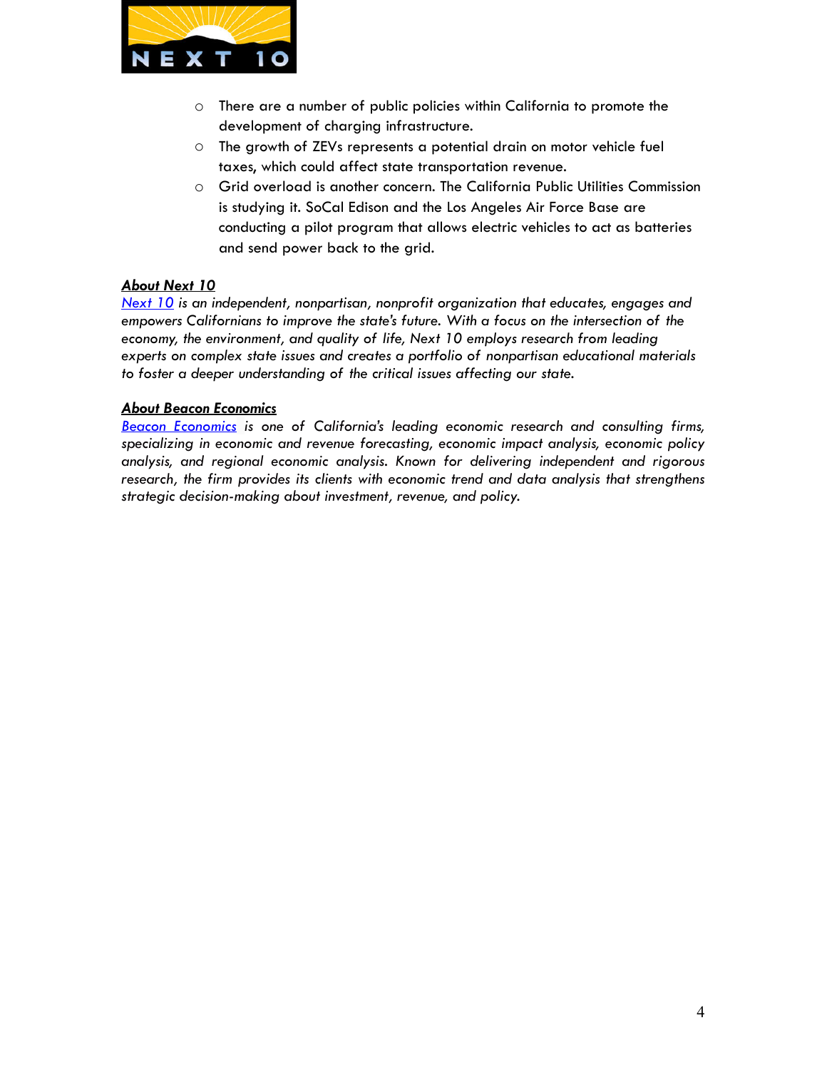- There are a number of public policies within California to promote the development of charging infrastructure.
- The growth of ZEVs represents a potential drain on motor vehicle fuel taxes, which could affect state transportation revenue.
- Grid overload is another concern. The California Public Utilities Commission is studying it. SoCal Edison and the Los Angeles Air Force Base are conducting a pilot program that allows electric vehicles to act as batteries and send power back to the grid.

***About Next 10***

*Next 10 is an independent, nonpartisan, nonprofit organization that educates, engages and empowers Californians to improve the state's future. With a focus on the intersection of the economy, the environment, and quality of life, Next 10 employs research from leading experts on complex state issues and creates a portfolio of nonpartisan educational materials to foster a deeper understanding of the critical issues affecting our state.*

***About Beacon Economics***

*Beacon Economics is one of California's leading economic research and consulting firms, specializing in economic and revenue forecasting, economic impact analysis, economic policy analysis, and regional economic analysis. Known for delivering independent and rigorous research, the firm provides its clients with economic trend and data analysis that strengthens strategic decision-making about investment, revenue, and policy.*